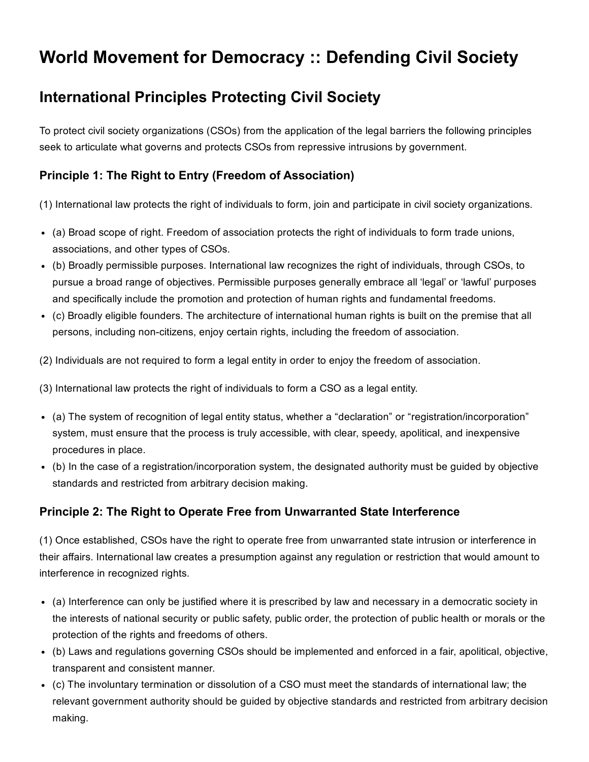# World Movement for Democracy :: Defending Civil Society

## International Principles Protecting Civil Society

To protect civil society organizations (CSOs) from the application of the legal barriers the following principles seek to articulate what governs and protects CSOs from repressive intrusions by government.

### Principle 1: The Right to Entry (Freedom of Association)

(1) International law protects the right of individuals to form, join and participate in civil society organizations.

- (a) Broad scope of right. Freedom of association protects the right of individuals to form trade unions, associations, and other types of CSOs.
- (b) Broadly permissible purposes. International law recognizes the right of individuals, through CSOs, to pursue a broad range of objectives. Permissible purposes generally embrace all 'legal' or 'lawful' purposes and specifically include the promotion and protection of human rights and fundamental freedoms.
- (c) Broadly eligible founders. The architecture of international human rights is built on the premise that all persons, including non-citizens, enjoy certain rights, including the freedom of association.

(2) Individuals are not required to form a legal entity in order to enjoy the freedom of association.

(3) International law protects the right of individuals to form a CSO as a legal entity.

- (a) The system of recognition of legal entity status, whether a "declaration" or "registration/incorporation" system, must ensure that the process is truly accessible, with clear, speedy, apolitical, and inexpensive procedures in place.
- (b) In the case of a registration/incorporation system, the designated authority must be guided by objective standards and restricted from arbitrary decision making.

### Principle 2: The Right to Operate Free from Unwarranted State Interference

(1) Once established, CSOs have the right to operate free from unwarranted state intrusion or interference in their affairs. International law creates a presumption against any regulation or restriction that would amount to interference in recognized rights.

- (a) Interference can only be justified where it is prescribed by law and necessary in a democratic society in the interests of national security or public safety, public order, the protection of public health or morals or the protection of the rights and freedoms of others.
- (b) Laws and regulations governing CSOs should be implemented and enforced in a fair, apolitical, objective, transparent and consistent manner.
- (c) The involuntary termination or dissolution of a CSO must meet the standards of international law; the relevant government authority should be guided by objective standards and restricted from arbitrary decision making.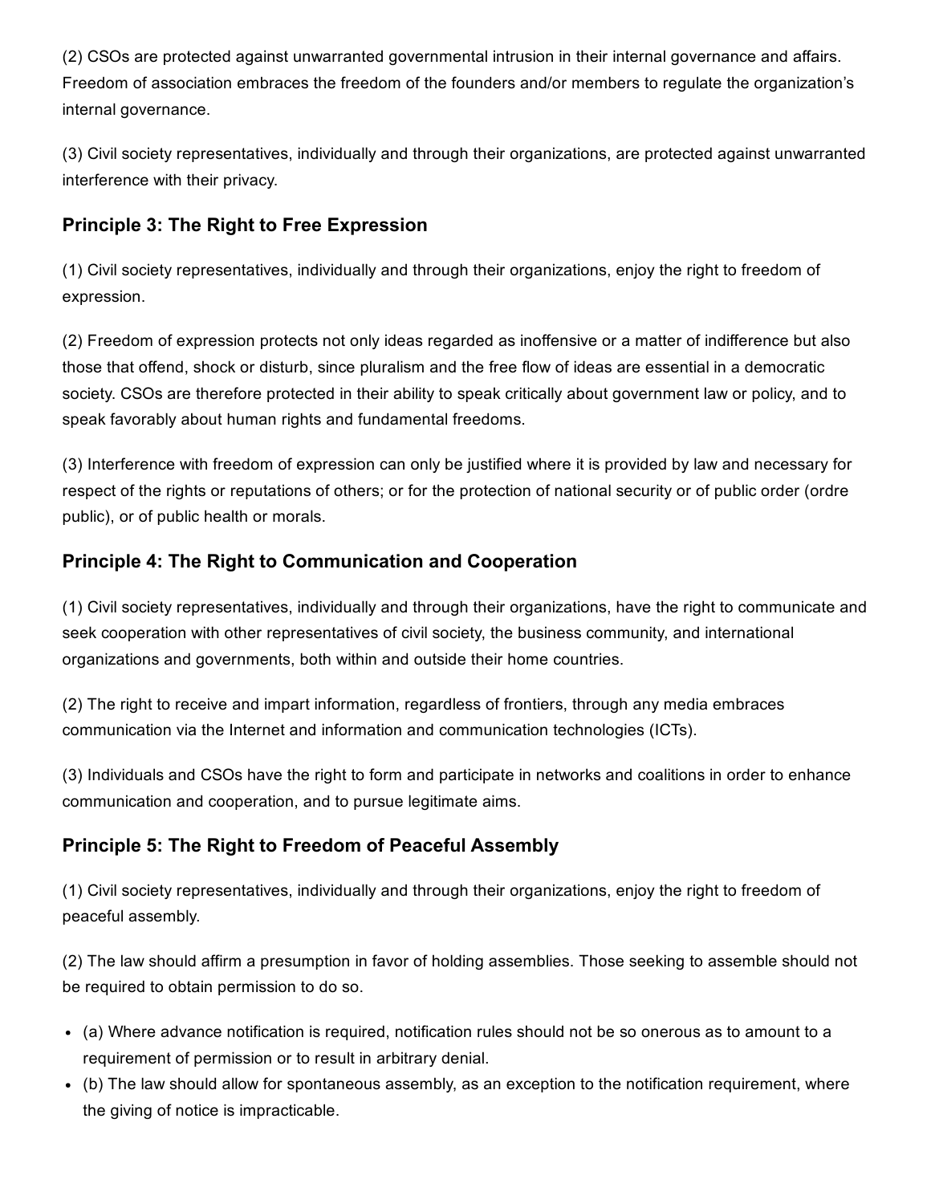(2) CSOs are protected against unwarranted governmental intrusion in their internal governance and affairs. Freedom of association embraces the freedom of the founders and/or members to regulate the organization's internal governance.

(3) Civil society representatives, individually and through their organizations, are protected against unwarranted interference with their privacy.

### Principle 3: The Right to Free Expression

(1) Civil society representatives, individually and through their organizations, enjoy the right to freedom of expression.

(2) Freedom of expression protects not only ideas regarded as inoffensive or a matter of indifference but also those that offend, shock or disturb, since pluralism and the free flow of ideas are essential in a democratic society. CSOs are therefore protected in their ability to speak critically about government law or policy, and to speak favorably about human rights and fundamental freedoms.

(3) Interference with freedom of expression can only be justified where it is provided by law and necessary for respect of the rights or reputations of others; or for the protection of national security or of public order (ordre public), or of public health or morals.

### Principle 4: The Right to Communication and Cooperation

(1) Civil society representatives, individually and through their organizations, have the right to communicate and seek cooperation with other representatives of civil society, the business community, and international organizations and governments, both within and outside their home countries.

(2) The right to receive and impart information, regardless of frontiers, through any media embraces communication via the Internet and information and communication technologies (ICTs).

(3) Individuals and CSOs have the right to form and participate in networks and coalitions in order to enhance communication and cooperation, and to pursue legitimate aims.

### Principle 5: The Right to Freedom of Peaceful Assembly

(1) Civil society representatives, individually and through their organizations, enjoy the right to freedom of peaceful assembly.

(2) The law should affirm a presumption in favor of holding assemblies. Those seeking to assemble should not be required to obtain permission to do so.

- (a) Where advance notification is required, notification rules should not be so onerous as to amount to a requirement of permission or to result in arbitrary denial.
- (b) The law should allow for spontaneous assembly, as an exception to the notification requirement, where the giving of notice is impracticable.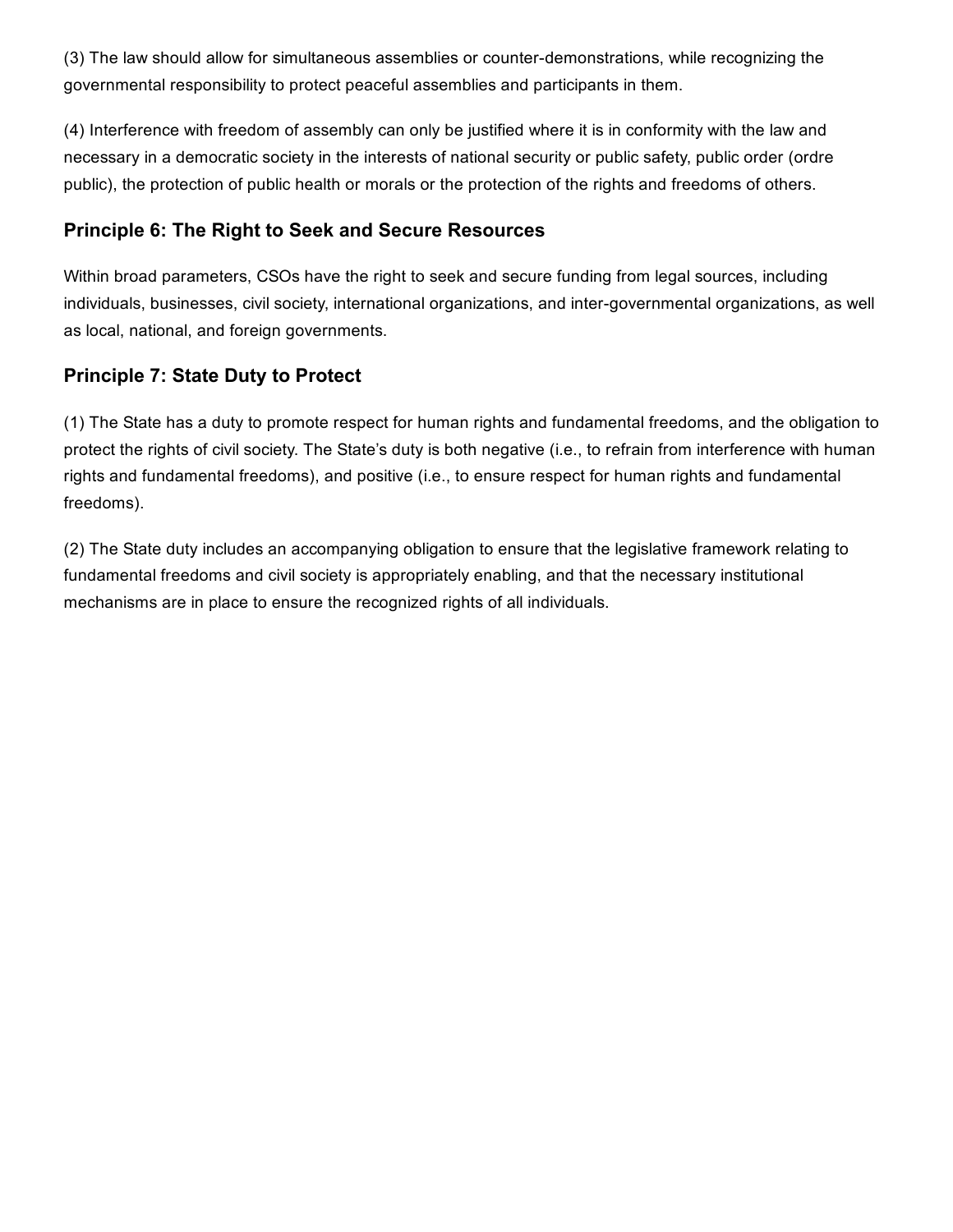(3) The law should allow for simultaneous assemblies or counter-demonstrations, while recognizing the governmental responsibility to protect peaceful assemblies and participants in them.

(4) Interference with freedom of assembly can only be justified where it is in conformity with the law and necessary in a democratic society in the interests of national security or public safety, public order (ordre public), the protection of public health or morals or the protection of the rights and freedoms of others.

### Principle 6: The Right to Seek and Secure Resources

Within broad parameters, CSOs have the right to seek and secure funding from legal sources, including individuals, businesses, civil society, international organizations, and inter-governmental organizations, as well as local, national, and foreign governments.

### Principle 7: State Duty to Protect

(1) The State has a duty to promote respect for human rights and fundamental freedoms, and the obligation to protect the rights of civil society. The State's duty is both negative (i.e., to refrain from interference with human rights and fundamental freedoms), and positive (i.e., to ensure respect for human rights and fundamental freedoms).

(2) The State duty includes an accompanying obligation to ensure that the legislative framework relating to fundamental freedoms and civil society is appropriately enabling, and that the necessary institutional mechanisms are in place to ensure the recognized rights of all individuals.